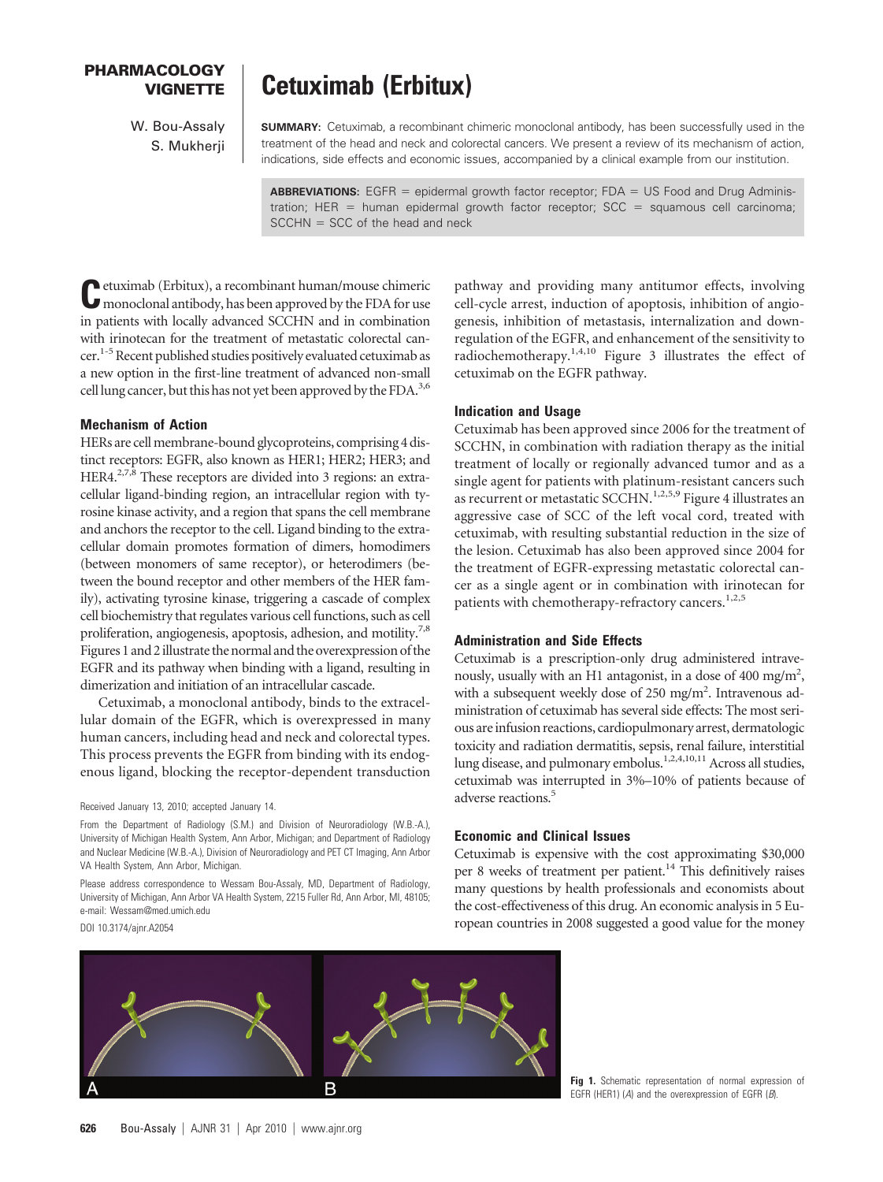PHARMACOLOGY VIGNETTE

# Cetuximab (Erbitux)

W. Bou-Assaly
S. Mukherji

**SUMMARY:** Cetuximab, a recombinant chimeric monoclonal antibody, has been successfully used in the treatment of the head and neck and colorectal cancers. We present a review of its mechanism of action, indications, side effects and economic issues, accompanied by a clinical example from our institution.

**ABBREVIATIONS:** EGFR = epidermal growth factor receptor; FDA = US Food and Drug Administration; HER = human epidermal growth factor receptor; SCC = squamous cell carcinoma; SCCHN = SCC of the head and neck

Cetuximab (Erbitux), a recombinant human/mouse chimeric monoclonal antibody, has been approved by the FDA for use in patients with locally advanced SCCHN and in combination with irinotecan for the treatment of metastatic colorectal cancer.[1-5] Recent published studies positively evaluated cetuximab as a new option in the first-line treatment of advanced non-small cell lung cancer, but this has not yet been approved by the FDA.[3,6]

## Mechanism of Action

HERs are cell membrane-bound glycoproteins, comprising 4 distinct receptors: EGFR, also known as HER1; HER2; HER3; and HER4.[2,7,8] These receptors are divided into 3 regions: an extracellular ligand-binding region, an intracellular region with tyrosine kinase activity, and a region that spans the cell membrane and anchors the receptor to the cell. Ligand binding to the extracellular domain promotes formation of dimers, homodimers (between monomers of same receptor), or heterodimers (between the bound receptor and other members of the HER family), activating tyrosine kinase, triggering a cascade of complex cell biochemistry that regulates various cell functions, such as cell proliferation, angiogenesis, apoptosis, adhesion, and motility.[7,8] Figures 1 and 2 illustrate the normal and the overexpression of the EGFR and its pathway when binding with a ligand, resulting in dimerization and initiation of an intracellular cascade.

Cetuximab, a monoclonal antibody, binds to the extracellular domain of the EGFR, which is overexpressed in many human cancers, including head and neck and colorectal types. This process prevents the EGFR from binding with its endogenous ligand, blocking the receptor-dependent transduction pathway and providing many antitumor effects, involving cell-cycle arrest, induction of apoptosis, inhibition of angiogenesis, inhibition of metastasis, internalization and downregulation of the EGFR, and enhancement of the sensitivity to radiochemotherapy.[1,4,10] Figure 3 illustrates the effect of cetuximab on the EGFR pathway.

## Indication and Usage

Cetuximab has been approved since 2006 for the treatment of SCCHN, in combination with radiation therapy as the initial treatment of locally or regionally advanced tumor and as a single agent for patients with platinum-resistant cancers such as recurrent or metastatic SCCHN.[1,2,5,9] Figure 4 illustrates an aggressive case of SCC of the left vocal cord, treated with cetuximab, with resulting substantial reduction in the size of the lesion. Cetuximab has also been approved since 2004 for the treatment of EGFR-expressing metastatic colorectal cancer as a single agent or in combination with irinotecan for patients with chemotherapy-refractory cancers.[1,2,5]

## Administration and Side Effects

Cetuximab is a prescription-only drug administered intravenously, usually with an H1 antagonist, in a dose of 400 mg/m$^2$, with a subsequent weekly dose of 250 mg/m$^2$. Intravenous administration of cetuximab has several side effects: The most serious are infusion reactions, cardiopulmonary arrest, dermatologic toxicity and radiation dermatitis, sepsis, renal failure, interstitial lung disease, and pulmonary embolus.[1,2,4,10,11] Across all studies, cetuximab was interrupted in 3%–10% of patients because of adverse reactions.[5]

## Economic and Clinical Issues

Cetuximab is expensive with the cost approximating $30,000 per 8 weeks of treatment per patient.[14] This definitively raises many questions by health professionals and economists about the cost-effectiveness of this drug. An economic analysis in 5 European countries in 2008 suggested a good value for the money

Fig 1. Schematic representation of normal expression of EGFR (HER1) (*A*) and the overexpression of EGFR (*B*).

Received January 13, 2010; accepted January 14.

From the Department of Radiology (S.M.) and Division of Neuroradiology (W.B.-A.), University of Michigan Health System, Ann Arbor, Michigan; and Department of Radiology and Nuclear Medicine (W.B.-A.), Division of Neuroradiology and PET CT Imaging, Ann Arbor VA Health System, Ann Arbor, Michigan.

Please address correspondence to Wessam Bou-Assaly, MD, Department of Radiology, University of Michigan, Ann Arbor VA Health System, 2215 Fuller Rd, Ann Arbor, MI, 48105; e-mail: Wessam@med.umich.edu

DOI 10.3174/ajnr.A2054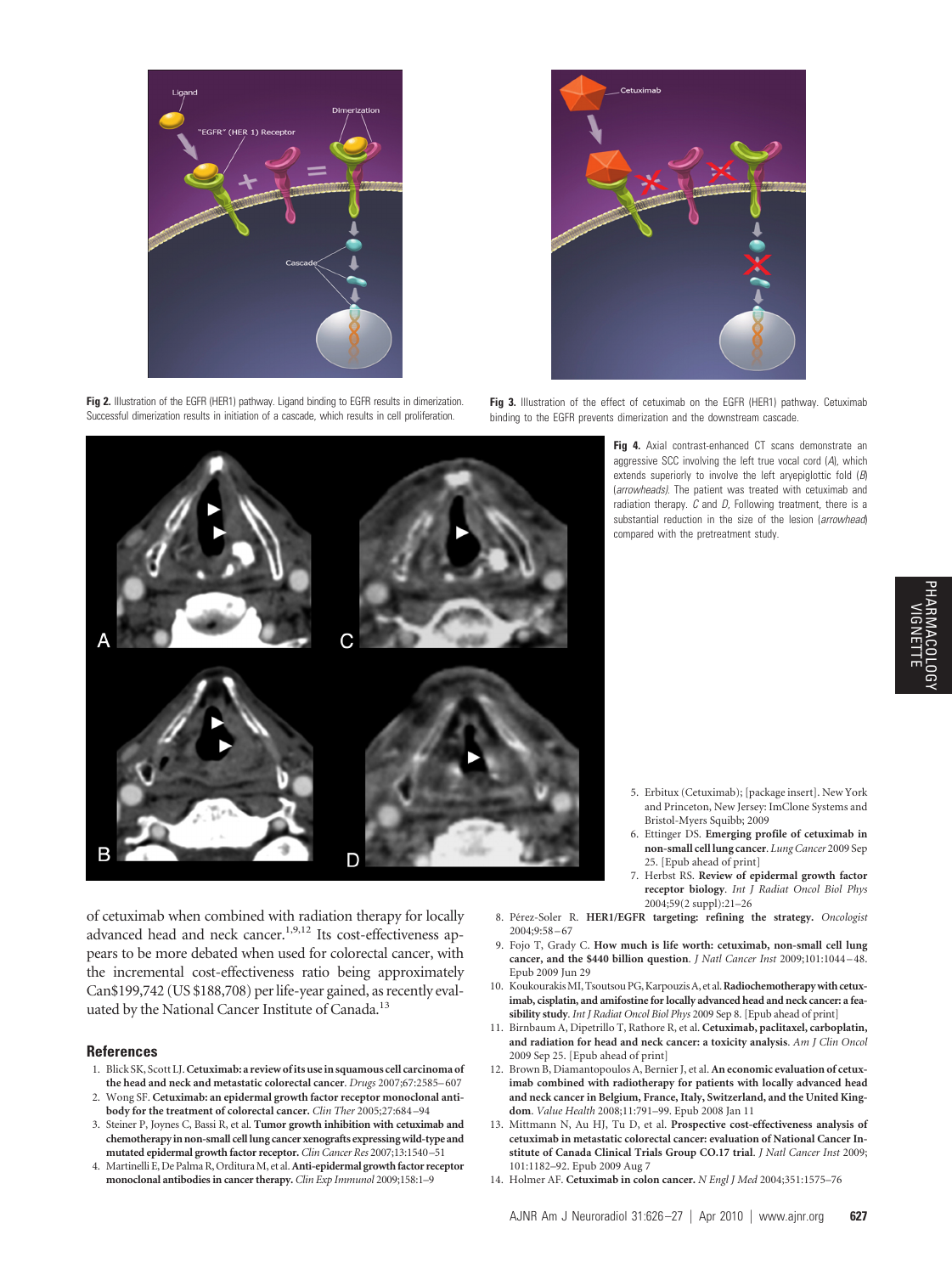Fig 2. Illustration of the EGFR (HER1) pathway. Ligand binding to EGFR results in dimerization. Successful dimerization results in initiation of a cascade, which results in cell proliferation.

Fig 3. Illustration of the effect of cetuximab on the EGFR (HER1) pathway. Cetuximab binding to the EGFR prevents dimerization and the downstream cascade.

Fig 4. Axial contrast-enhanced CT scans demonstrate an aggressive SCC involving the left true vocal cord (*A*), which extends superiorly to involve the left aryepiglottic fold (*B*) (*arrowheads*). The patient was treated with cetuximab and radiation therapy. *C* and *D*, Following treatment, there is a substantial reduction in the size of the lesion (*arrowhead*) compared with the pretreatment study.

of cetuximab when combined with radiation therapy for locally advanced head and neck cancer.[1,9,12] Its cost-effectiveness appears to be more debated when used for colorectal cancer, with the incremental cost-effectiveness ratio being approximately Can$199,742 (US $188,708) per life-year gained, as recently evaluated by the National Cancer Institute of Canada.[13]

## References

1. Blick SK, Scott LJ. **Cetuximab: a review of its use in squamous cell carcinoma of the head and neck and metastatic colorectal cancer.** *Drugs* 2007;67:2585–607
2. Wong SF. **Cetuximab: an epidermal growth factor receptor monoclonal antibody for the treatment of colorectal cancer.** *Clin Ther* 2005;27:684–94
3. Steiner P, Joynes C, Bassi R, et al. **Tumor growth inhibition with cetuximab and chemotherapy in non-small cell lung cancer xenografts expressing wild-type and mutated epidermal growth factor receptor.** *Clin Cancer Res* 2007;13:1540–51
4. Martinelli E, De Palma R, Orditura M, et al. **Anti-epidermal growth factor receptor monoclonal antibodies in cancer therapy.** *Clin Exp Immunol* 2009;158:1–9
5. Erbitux (Cetuximab); [package insert]. New York and Princeton, New Jersey: ImClone Systems and Bristol-Myers Squibb; 2009
6. Ettinger DS. **Emerging profile of cetuximab in non-small cell lung cancer.** *Lung Cancer* 2009 Sep 25. [Epub ahead of print]
7. Herbst RS. **Review of epidermal growth factor receptor biology.** *Int J Radiat Oncol Biol Phys* 2004;59(2 suppl):21–26
8. Pérez-Soler R. **HER1/EGFR targeting: refining the strategy.** *Oncologist* 2004;9:58–67
9. Fojo T, Grady C. **How much is life worth: cetuximab, non-small cell lung cancer, and the $440 billion question.** *J Natl Cancer Inst* 2009;101:1044–48. Epub 2009 Jun 29
10. Koukourakis MI, Tsoutsou PG, Karpouzis A, et al. **Radiochemotherapy with cetuximab, cisplatin, and amifostine for locally advanced head and neck cancer: a feasibility study.** *Int J Radiat Oncol Biol Phys* 2009 Sep 8. [Epub ahead of print]
11. Birnbaum A, Dipetrillo T, Rathore R, et al. **Cetuximab, paclitaxel, carboplatin, and radiation for head and neck cancer: a toxicity analysis.** *Am J Clin Oncol* 2009 Sep 25. [Epub ahead of print]
12. Brown B, Diamantopoulos A, Bernier J, et al. **An economic evaluation of cetuximab combined with radiotherapy for patients with locally advanced head and neck cancer in Belgium, France, Italy, Switzerland, and the United Kingdom.** *Value Health* 2008;11:791–99. Epub 2008 Jan 11
13. Mittmann N, Au HJ, Tu D, et al. **Prospective cost-effectiveness analysis of cetuximab in metastatic colorectal cancer: evaluation of National Cancer Institute of Canada Clinical Trials Group CO.17 trial.** *J Natl Cancer Inst* 2009; 101:1182–92. Epub 2009 Aug 7
14. Holmer AF. **Cetuximab in colon cancer.** *N Engl J Med* 2004;351:1575–76